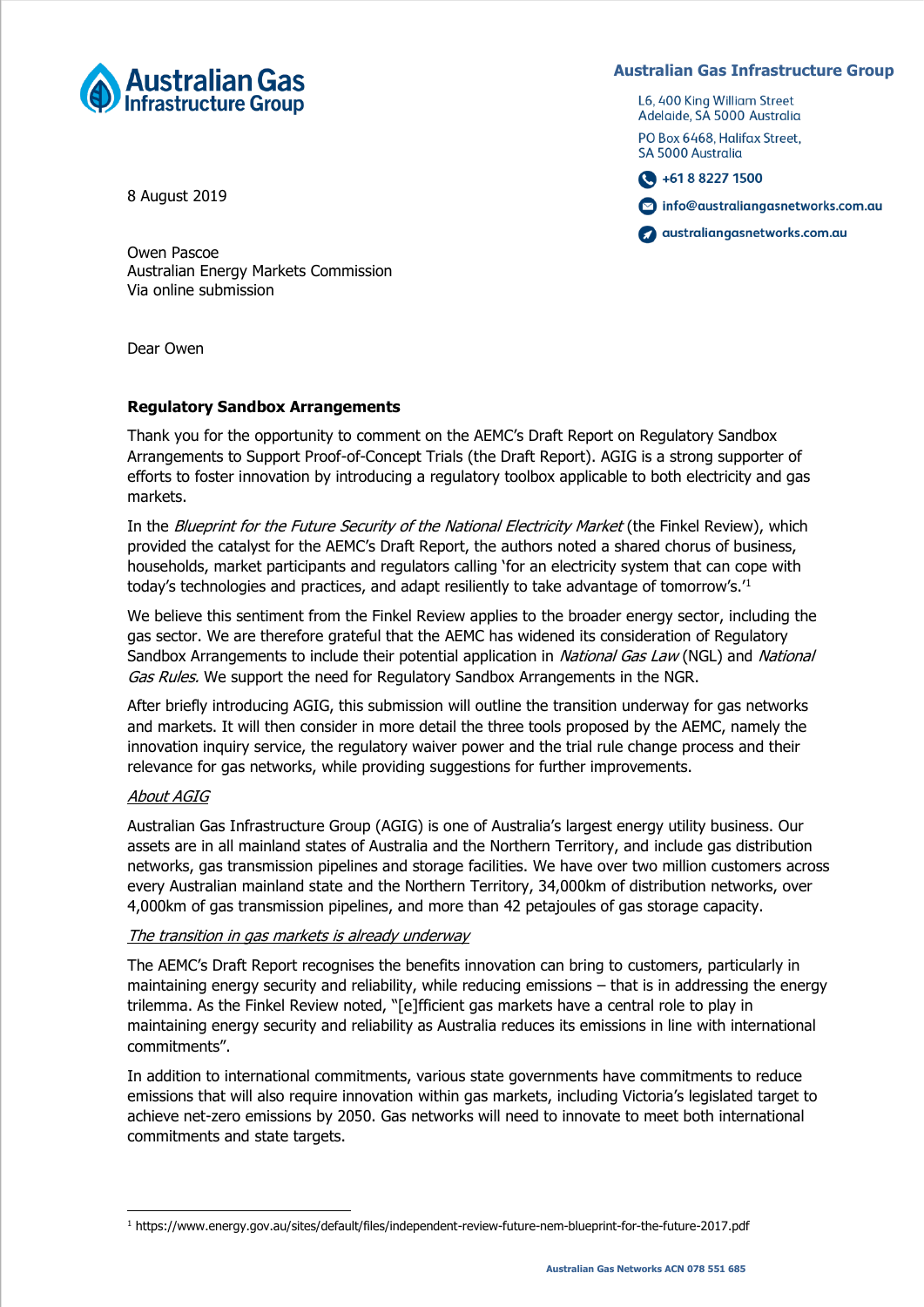Australian Gas Infrastructure Group

**Australian Gas Infrastructure Group**

L6, 400 King William Street
Adelaide, SA 5000 Australia

PO Box 6468, Halifax Street,
SA 5000 Australia

+61 8 8227 1500

info@australiangasnetworks.com.au

australiangasnetworks.com.au

8 August 2019

Owen Pascoe
Australian Energy Markets Commission
Via online submission

Dear Owen

**Regulatory Sandbox Arrangements**

Thank you for the opportunity to comment on the AEMC's Draft Report on Regulatory Sandbox Arrangements to Support Proof-of-Concept Trials (the Draft Report). AGIG is a strong supporter of efforts to foster innovation by introducing a regulatory toolbox applicable to both electricity and gas markets.

In the *Blueprint for the Future Security of the National Electricity Market* (the Finkel Review), which provided the catalyst for the AEMC's Draft Report, the authors noted a shared chorus of business, households, market participants and regulators calling 'for an electricity system that can cope with today's technologies and practices, and adapt resiliently to take advantage of tomorrow's.'[1]

We believe this sentiment from the Finkel Review applies to the broader energy sector, including the gas sector. We are therefore grateful that the AEMC has widened its consideration of Regulatory Sandbox Arrangements to include their potential application in *National Gas Law* (NGL) and *National Gas Rules.* We support the need for Regulatory Sandbox Arrangements in the NGR.

After briefly introducing AGIG, this submission will outline the transition underway for gas networks and markets. It will then consider in more detail the three tools proposed by the AEMC, namely the innovation inquiry service, the regulatory waiver power and the trial rule change process and their relevance for gas networks, while providing suggestions for further improvements.

*About AGIG*

Australian Gas Infrastructure Group (AGIG) is one of Australia's largest energy utility business. Our assets are in all mainland states of Australia and the Northern Territory, and include gas distribution networks, gas transmission pipelines and storage facilities. We have over two million customers across every Australian mainland state and the Northern Territory, 34,000km of distribution networks, over 4,000km of gas transmission pipelines, and more than 42 petajoules of gas storage capacity.

*The transition in gas markets is already underway*

The AEMC's Draft Report recognises the benefits innovation can bring to customers, particularly in maintaining energy security and reliability, while reducing emissions – that is in addressing the energy trilemma. As the Finkel Review noted, "[e]fficient gas markets have a central role to play in maintaining energy security and reliability as Australia reduces its emissions in line with international commitments".

In addition to international commitments, various state governments have commitments to reduce emissions that will also require innovation within gas markets, including Victoria's legislated target to achieve net-zero emissions by 2050. Gas networks will need to innovate to meet both international commitments and state targets.

[1] https://www.energy.gov.au/sites/default/files/independent-review-future-nem-blueprint-for-the-future-2017.pdf

Australian Gas Networks ACN 078 551 685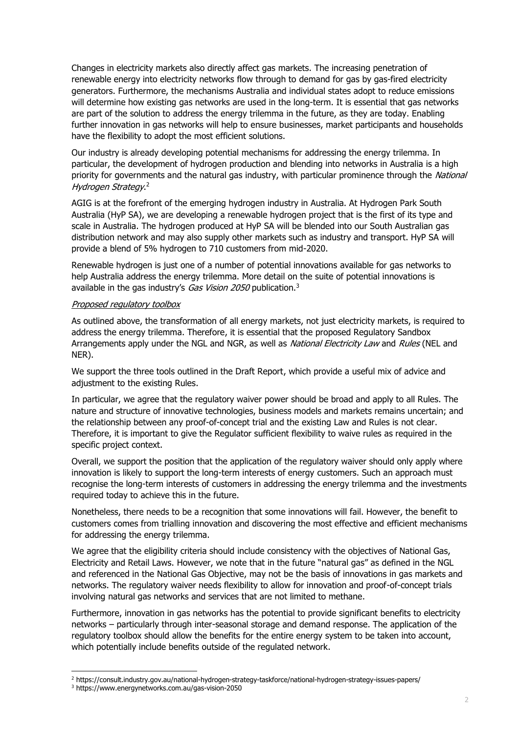Changes in electricity markets also directly affect gas markets. The increasing penetration of renewable energy into electricity networks flow through to demand for gas by gas-fired electricity generators. Furthermore, the mechanisms Australia and individual states adopt to reduce emissions will determine how existing gas networks are used in the long-term. It is essential that gas networks are part of the solution to address the energy trilemma in the future, as they are today. Enabling further innovation in gas networks will help to ensure businesses, market participants and households have the flexibility to adopt the most efficient solutions.

Our industry is already developing potential mechanisms for addressing the energy trilemma. In particular, the development of hydrogen production and blending into networks in Australia is a high priority for governments and the natural gas industry, with particular prominence through the *National Hydrogen Strategy*.[2]

AGIG is at the forefront of the emerging hydrogen industry in Australia. At Hydrogen Park South Australia (HyP SA), we are developing a renewable hydrogen project that is the first of its type and scale in Australia. The hydrogen produced at HyP SA will be blended into our South Australian gas distribution network and may also supply other markets such as industry and transport. HyP SA will provide a blend of 5% hydrogen to 710 customers from mid-2020.

Renewable hydrogen is just one of a number of potential innovations available for gas networks to help Australia address the energy trilemma. More detail on the suite of potential innovations is available in the gas industry's *Gas Vision 2050* publication.[3]

<u>*Proposed regulatory toolbox*</u>

As outlined above, the transformation of all energy markets, not just electricity markets, is required to address the energy trilemma. Therefore, it is essential that the proposed Regulatory Sandbox Arrangements apply under the NGL and NGR, as well as *National Electricity Law* and *Rules* (NEL and NER).

We support the three tools outlined in the Draft Report, which provide a useful mix of advice and adjustment to the existing Rules.

In particular, we agree that the regulatory waiver power should be broad and apply to all Rules. The nature and structure of innovative technologies, business models and markets remains uncertain; and the relationship between any proof-of-concept trial and the existing Law and Rules is not clear. Therefore, it is important to give the Regulator sufficient flexibility to waive rules as required in the specific project context.

Overall, we support the position that the application of the regulatory waiver should only apply where innovation is likely to support the long-term interests of energy customers. Such an approach must recognise the long-term interests of customers in addressing the energy trilemma and the investments required today to achieve this in the future.

Nonetheless, there needs to be a recognition that some innovations will fail. However, the benefit to customers comes from trialling innovation and discovering the most effective and efficient mechanisms for addressing the energy trilemma.

We agree that the eligibility criteria should include consistency with the objectives of National Gas, Electricity and Retail Laws. However, we note that in the future "natural gas" as defined in the NGL and referenced in the National Gas Objective, may not be the basis of innovations in gas markets and networks. The regulatory waiver needs flexibility to allow for innovation and proof-of-concept trials involving natural gas networks and services that are not limited to methane.

Furthermore, innovation in gas networks has the potential to provide significant benefits to electricity networks – particularly through inter-seasonal storage and demand response. The application of the regulatory toolbox should allow the benefits for the entire energy system to be taken into account, which potentially include benefits outside of the regulated network.

---

[2] https://consult.industry.gov.au/national-hydrogen-strategy-taskforce/national-hydrogen-strategy-issues-papers/

[3] https://www.energynetworks.com.au/gas-vision-2050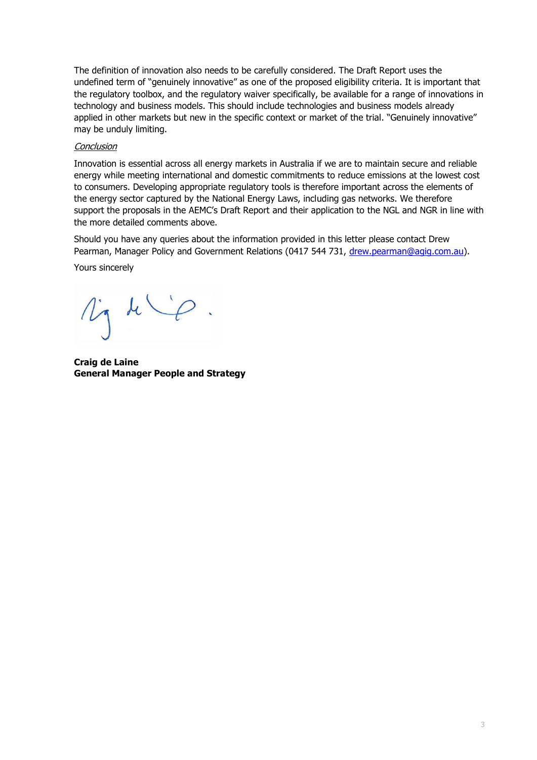The definition of innovation also needs to be carefully considered. The Draft Report uses the undefined term of "genuinely innovative" as one of the proposed eligibility criteria. It is important that the regulatory toolbox, and the regulatory waiver specifically, be available for a range of innovations in technology and business models. This should include technologies and business models already applied in other markets but new in the specific context or market of the trial. "Genuinely innovative" may be unduly limiting.

*Conclusion*

Innovation is essential across all energy markets in Australia if we are to maintain secure and reliable energy while meeting international and domestic commitments to reduce emissions at the lowest cost to consumers. Developing appropriate regulatory tools is therefore important across the elements of the energy sector captured by the National Energy Laws, including gas networks. We therefore support the proposals in the AEMC's Draft Report and their application to the NGL and NGR in line with the more detailed comments above.

Should you have any queries about the information provided in this letter please contact Drew Pearman, Manager Policy and Government Relations (0417 544 731, drew.pearman@agig.com.au).

Yours sincerely

**Craig de Laine**
**General Manager People and Strategy**